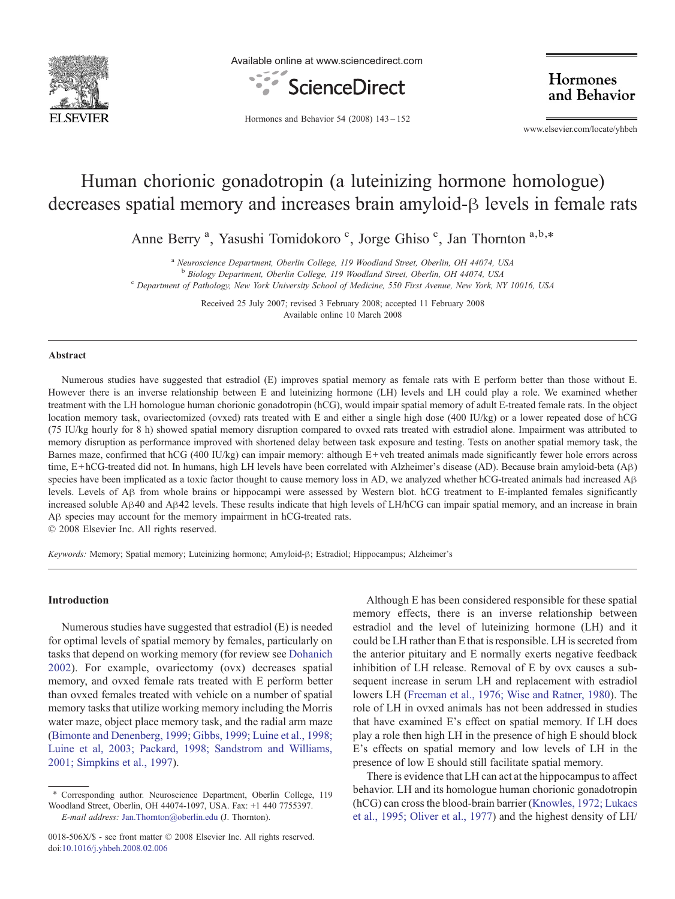# Human chorionic gonadotropin (a luteinizing hormone homologue) decreases spatial memory and increases brain amyloid-β levels in female rats

Anne Berry [a], Yasushi Tomidokoro [c], Jorge Ghiso [c], Jan Thornton [a,b,*]

[a] Neuroscience Department, Oberlin College, 119 Woodland Street, Oberlin, OH 44074, USA
[b] Biology Department, Oberlin College, 119 Woodland Street, Oberlin, OH 44074, USA
[c] Department of Pathology, New York University School of Medicine, 550 First Avenue, New York, NY 10016, USA

Received 25 July 2007; revised 3 February 2008; accepted 11 February 2008
Available online 10 March 2008

## Abstract

Numerous studies have suggested that estradiol (E) improves spatial memory as female rats with E perform better than those without E. However there is an inverse relationship between E and luteinizing hormone (LH) levels and LH could play a role. We examined whether treatment with the LH homologue human chorionic gonadotropin (hCG), would impair spatial memory of adult E-treated female rats. In the object location memory task, ovariectomized (ovxed) rats treated with E and either a single high dose (400 IU/kg) or a lower repeated dose of hCG (75 IU/kg hourly for 8 h) showed spatial memory disruption compared to ovxed rats treated with estradiol alone. Impairment was attributed to memory disruption as performance improved with shortened delay between task exposure and testing. Tests on another spatial memory task, the Barnes maze, confirmed that hCG (400 IU/kg) can impair memory: although E+veh treated animals made significantly fewer hole errors across time, E+hCG-treated did not. In humans, high LH levels have been correlated with Alzheimer's disease (AD). Because brain amyloid-beta (Aβ) species have been implicated as a toxic factor thought to cause memory loss in AD, we analyzed whether hCG-treated animals had increased Aβ levels. Levels of Aβ from whole brains or hippocampi were assessed by Western blot. hCG treatment to E-implanted females significantly increased soluble Aβ40 and Aβ42 levels. These results indicate that high levels of LH/hCG can impair spatial memory, and an increase in brain Aβ species may account for the memory impairment in hCG-treated rats.

© 2008 Elsevier Inc. All rights reserved.

*Keywords:* Memory; Spatial memory; Luteinizing hormone; Amyloid-β; Estradiol; Hippocampus; Alzheimer's

## Introduction

Numerous studies have suggested that estradiol (E) is needed for optimal levels of spatial memory by females, particularly on tasks that depend on working memory (for review see Dohanich 2002). For example, ovariectomy (ovx) decreases spatial memory, and ovxed female rats treated with E perform better than ovxed females treated with vehicle on a number of spatial memory tasks that utilize working memory including the Morris water maze, object place memory task, and the radial arm maze (Bimonte and Denenberg, 1999; Gibbs, 1999; Luine et al., 1998; Luine et al, 2003; Packard, 1998; Sandstrom and Williams, 2001; Simpkins et al., 1997).

Although E has been considered responsible for these spatial memory effects, there is an inverse relationship between estradiol and the level of luteinizing hormone (LH) and it could be LH rather than E that is responsible. LH is secreted from the anterior pituitary and E normally exerts negative feedback inhibition of LH release. Removal of E by ovx causes a subsequent increase in serum LH and replacement with estradiol lowers LH (Freeman et al., 1976; Wise and Ratner, 1980). The role of LH in ovxed animals has not been addressed in studies that have examined E's effect on spatial memory. If LH does play a role then high LH in the presence of high E should block E's effects on spatial memory and low levels of LH in the presence of low E should still facilitate spatial memory.

There is evidence that LH can act at the hippocampus to affect behavior. LH and its homologue human chorionic gonadotropin (hCG) can cross the blood-brain barrier (Knowles, 1972; Lukacs et al., 1995; Oliver et al., 1977) and the highest density of LH/

* Corresponding author. Neuroscience Department, Oberlin College, 119 Woodland Street, Oberlin, OH 44074-1097, USA. Fax: +1 440 7755397.
*E-mail address:* Jan.Thornton@oberlin.edu (J. Thornton).

0018-506X/$ - see front matter © 2008 Elsevier Inc. All rights reserved.
doi:10.1016/j.yhbeh.2008.02.006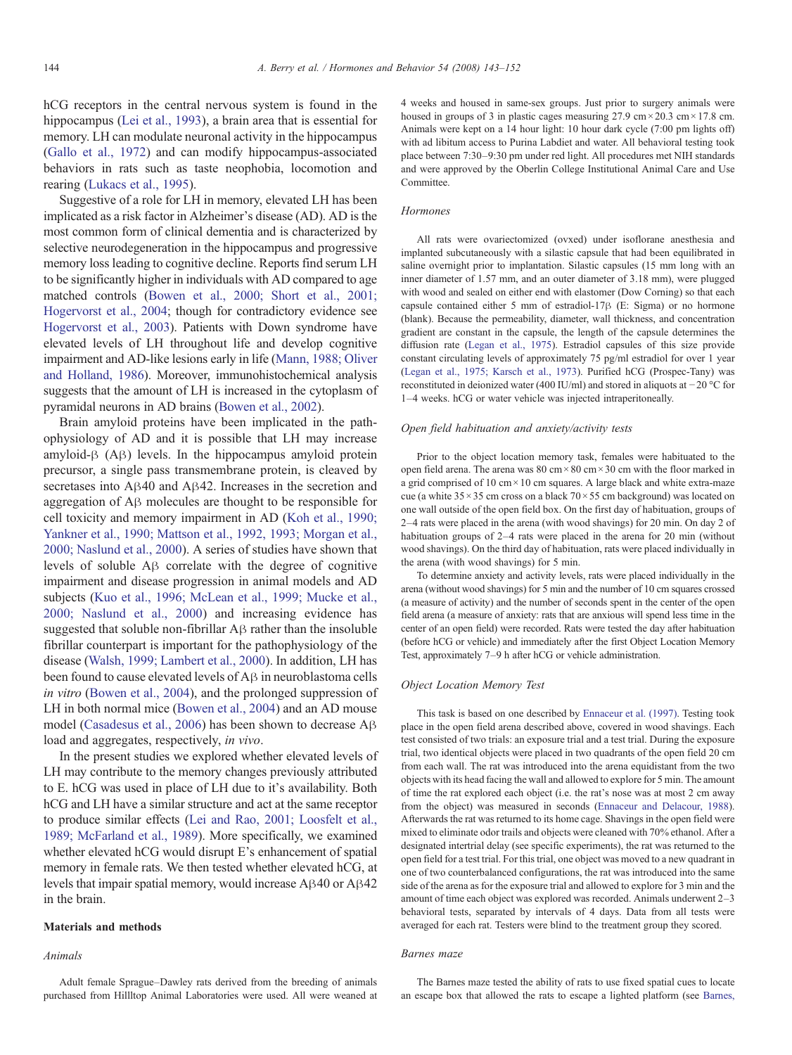hCG receptors in the central nervous system is found in the hippocampus (Lei et al., 1993), a brain area that is essential for memory. LH can modulate neuronal activity in the hippocampus (Gallo et al., 1972) and can modify hippocampus-associated behaviors in rats such as taste neophobia, locomotion and rearing (Lukacs et al., 1995).

Suggestive of a role for LH in memory, elevated LH has been implicated as a risk factor in Alzheimer's disease (AD). AD is the most common form of clinical dementia and is characterized by selective neurodegeneration in the hippocampus and progressive memory loss leading to cognitive decline. Reports find serum LH to be significantly higher in individuals with AD compared to age matched controls (Bowen et al., 2000; Short et al., 2001; Hogervorst et al., 2004; though for contradictory evidence see Hogervorst et al., 2003). Patients with Down syndrome have elevated levels of LH throughout life and develop cognitive impairment and AD-like lesions early in life (Mann, 1988; Oliver and Holland, 1986). Moreover, immunohistochemical analysis suggests that the amount of LH is increased in the cytoplasm of pyramidal neurons in AD brains (Bowen et al., 2002).

Brain amyloid proteins have been implicated in the pathophysiology of AD and it is possible that LH may increase amyloid-β (Aβ) levels. In the hippocampus amyloid protein precursor, a single pass transmembrane protein, is cleaved by secretases into Aβ40 and Aβ42. Increases in the secretion and aggregation of Aβ molecules are thought to be responsible for cell toxicity and memory impairment in AD (Koh et al., 1990; Yankner et al., 1990; Mattson et al., 1992, 1993; Morgan et al., 2000; Naslund et al., 2000). A series of studies have shown that levels of soluble Aβ correlate with the degree of cognitive impairment and disease progression in animal models and AD subjects (Kuo et al., 1996; McLean et al., 1999; Mucke et al., 2000; Naslund et al., 2000) and increasing evidence has suggested that soluble non-fibrillar Aβ rather than the insoluble fibrillar counterpart is important for the pathophysiology of the disease (Walsh, 1999; Lambert et al., 2000). In addition, LH has been found to cause elevated levels of Aβ in neuroblastoma cells *in vitro* (Bowen et al., 2004), and the prolonged suppression of LH in both normal mice (Bowen et al., 2004) and an AD mouse model (Casadesus et al., 2006) has been shown to decrease Aβ load and aggregates, respectively, *in vivo*.

In the present studies we explored whether elevated levels of LH may contribute to the memory changes previously attributed to E. hCG was used in place of LH due to it's availability. Both hCG and LH have a similar structure and act at the same receptor to produce similar effects (Lei and Rao, 2001; Loosfelt et al., 1989; McFarland et al., 1989). More specifically, we examined whether elevated hCG would disrupt E's enhancement of spatial memory in female rats. We then tested whether elevated hCG, at levels that impair spatial memory, would increase Aβ40 or Aβ42 in the brain.

## Materials and methods

### Animals

Adult female Sprague–Dawley rats derived from the breeding of animals purchased from Hilltop Animal Laboratories were used. All were weaned at 4 weeks and housed in same-sex groups. Just prior to surgery animals were housed in groups of 3 in plastic cages measuring 27.9 cm × 20.3 cm × 17.8 cm. Animals were kept on a 14 hour light: 10 hour dark cycle (7:00 pm lights off) with ad libitum access to Purina Labdiet and water. All behavioral testing took place between 7:30–9:30 pm under red light. All procedures met NIH standards and were approved by the Oberlin College Institutional Animal Care and Use Committee.

### Hormones

All rats were ovariectomized (ovxed) under isoflorane anesthesia and implanted subcutaneously with a silastic capsule that had been equilibrated in saline overnight prior to implantation. Silastic capsules (15 mm long with an inner diameter of 1.57 mm, and an outer diameter of 3.18 mm), were plugged with wood and sealed on either end with elastomer (Dow Corning) so that each capsule contained either 5 mm of estradiol-17β (E: Sigma) or no hormone (blank). Because the permeability, diameter, wall thickness, and concentration gradient are constant in the capsule, the length of the capsule determines the diffusion rate (Legan et al., 1975). Estradiol capsules of this size provide constant circulating levels of approximately 75 pg/ml estradiol for over 1 year (Legan et al., 1975; Karsch et al., 1973). Purified hCG (Prospec-Tany) was reconstituted in deionized water (400 IU/ml) and stored in aliquots at −20 °C for 1–4 weeks. hCG or water vehicle was injected intraperitoneally.

### Open field habituation and anxiety/activity tests

Prior to the object location memory task, females were habituated to the open field arena. The arena was 80 cm × 80 cm × 30 cm with the floor marked in a grid comprised of 10 cm × 10 cm squares. A large black and white extra-maze cue (a white 35 × 35 cm cross on a black 70 × 55 cm background) was located on one wall outside of the open field box. On the first day of habituation, groups of 2–4 rats were placed in the arena (with wood shavings) for 20 min. On day 2 of habituation groups of 2–4 rats were placed in the arena for 20 min (without wood shavings). On the third day of habituation, rats were placed individually in the arena (with wood shavings) for 5 min.

To determine anxiety and activity levels, rats were placed individually in the arena (without wood shavings) for 5 min and the number of 10 cm squares crossed (a measure of activity) and the number of seconds spent in the center of the open field arena (a measure of anxiety: rats that are anxious will spend less time in the center of an open field) were recorded. Rats were tested the day after habituation (before hCG or vehicle) and immediately after the first Object Location Memory Test, approximately 7–9 h after hCG or vehicle administration.

### Object Location Memory Test

This task is based on one described by Ennaceur et al. (1997). Testing took place in the open field arena described above, covered in wood shavings. Each test consisted of two trials: an exposure trial and a test trial. During the exposure trial, two identical objects were placed in two quadrants of the open field 20 cm from each wall. The rat was introduced into the arena equidistant from the two objects with its head facing the wall and allowed to explore for 5 min. The amount of time the rat explored each object (i.e. the rat's nose was at most 2 cm away from the object) was measured in seconds (Ennaceur and Delacour, 1988). Afterwards the rat was returned to its home cage. Shavings in the open field were mixed to eliminate odor trails and objects were cleaned with 70% ethanol. After a designated intertrial delay (see specific experiments), the rat was returned to the open field for a test trial. For this trial, one object was moved to a new quadrant in one of two counterbalanced configurations, the rat was introduced into the same side of the arena as for the exposure trial and allowed to explore for 3 min and the amount of time each object was explored was recorded. Animals underwent 2–3 behavioral tests, separated by intervals of 4 days. Data from all tests were averaged for each rat. Testers were blind to the treatment group they scored.

### Barnes maze

The Barnes maze tested the ability of rats to use fixed spatial cues to locate an escape box that allowed the rats to escape a lighted platform (see Barnes,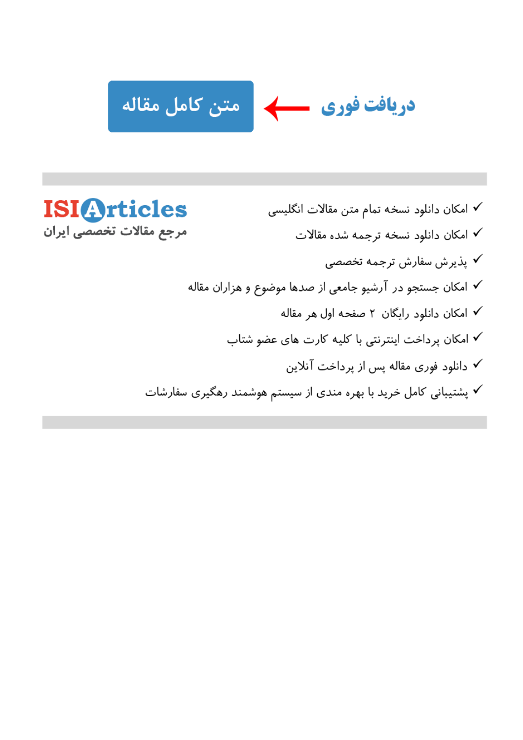دریافت فوری ← **متن کامل مقاله**

**ISIArticles**
مرجع مقالات تخصصی ایران

- ✓ امکان دانلود نسخه تمام متن مقالات انگلیسی
- ✓ امکان دانلود نسخه ترجمه شده مقالات
- ✓ پذیرش سفارش ترجمه تخصصی
- ✓ امکان جستجو در آرشیو جامعی از صدها موضوع و هزاران مقاله
- ✓ امکان دانلود رایگان ۲ صفحه اول هر مقاله
- ✓ امکان پرداخت اینترنتی با کلیه کارت های عضو شتاب
- ✓ دانلود فوری مقاله پس از پرداخت آنلاین
- ✓ پشتیبانی کامل خرید با بهره مندی از سیستم هوشمند رهگیری سفارشات